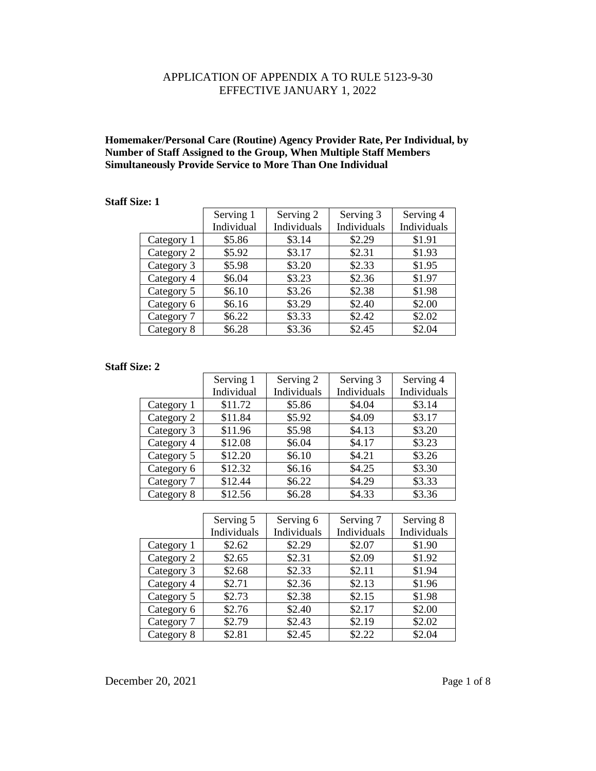# APPLICATION OF APPENDIX A TO RULE 5123-9-30
# EFFECTIVE JANUARY 1, 2022

**Homemaker/Personal Care (Routine) Agency Provider Rate, Per Individual, by Number of Staff Assigned to the Group, When Multiple Staff Members Simultaneously Provide Service to More Than One Individual**

**Staff Size: 1**

| | Serving 1 Individual | Serving 2 Individuals | Serving 3 Individuals | Serving 4 Individuals |
|---|---|---|---|---|
| Category 1 | $5.86 | $3.14 | $2.29 | $1.91 |
| Category 2 | $5.92 | $3.17 | $2.31 | $1.93 |
| Category 3 | $5.98 | $3.20 | $2.33 | $1.95 |
| Category 4 | $6.04 | $3.23 | $2.36 | $1.97 |
| Category 5 | $6.10 | $3.26 | $2.38 | $1.98 |
| Category 6 | $6.16 | $3.29 | $2.40 | $2.00 |
| Category 7 | $6.22 | $3.33 | $2.42 | $2.02 |
| Category 8 | $6.28 | $3.36 | $2.45 | $2.04 |

**Staff Size: 2**

| | Serving 1 Individual | Serving 2 Individuals | Serving 3 Individuals | Serving 4 Individuals |
|---|---|---|---|---|
| Category 1 | $11.72 | $5.86 | $4.04 | $3.14 |
| Category 2 | $11.84 | $5.92 | $4.09 | $3.17 |
| Category 3 | $11.96 | $5.98 | $4.13 | $3.20 |
| Category 4 | $12.08 | $6.04 | $4.17 | $3.23 |
| Category 5 | $12.20 | $6.10 | $4.21 | $3.26 |
| Category 6 | $12.32 | $6.16 | $4.25 | $3.30 |
| Category 7 | $12.44 | $6.22 | $4.29 | $3.33 |
| Category 8 | $12.56 | $6.28 | $4.33 | $3.36 |

| | Serving 5 Individuals | Serving 6 Individuals | Serving 7 Individuals | Serving 8 Individuals |
|---|---|---|---|---|
| Category 1 | $2.62 | $2.29 | $2.07 | $1.90 |
| Category 2 | $2.65 | $2.31 | $2.09 | $1.92 |
| Category 3 | $2.68 | $2.33 | $2.11 | $1.94 |
| Category 4 | $2.71 | $2.36 | $2.13 | $1.96 |
| Category 5 | $2.73 | $2.38 | $2.15 | $1.98 |
| Category 6 | $2.76 | $2.40 | $2.17 | $2.00 |
| Category 7 | $2.79 | $2.43 | $2.19 | $2.02 |
| Category 8 | $2.81 | $2.45 | $2.22 | $2.04 |

December 20, 2021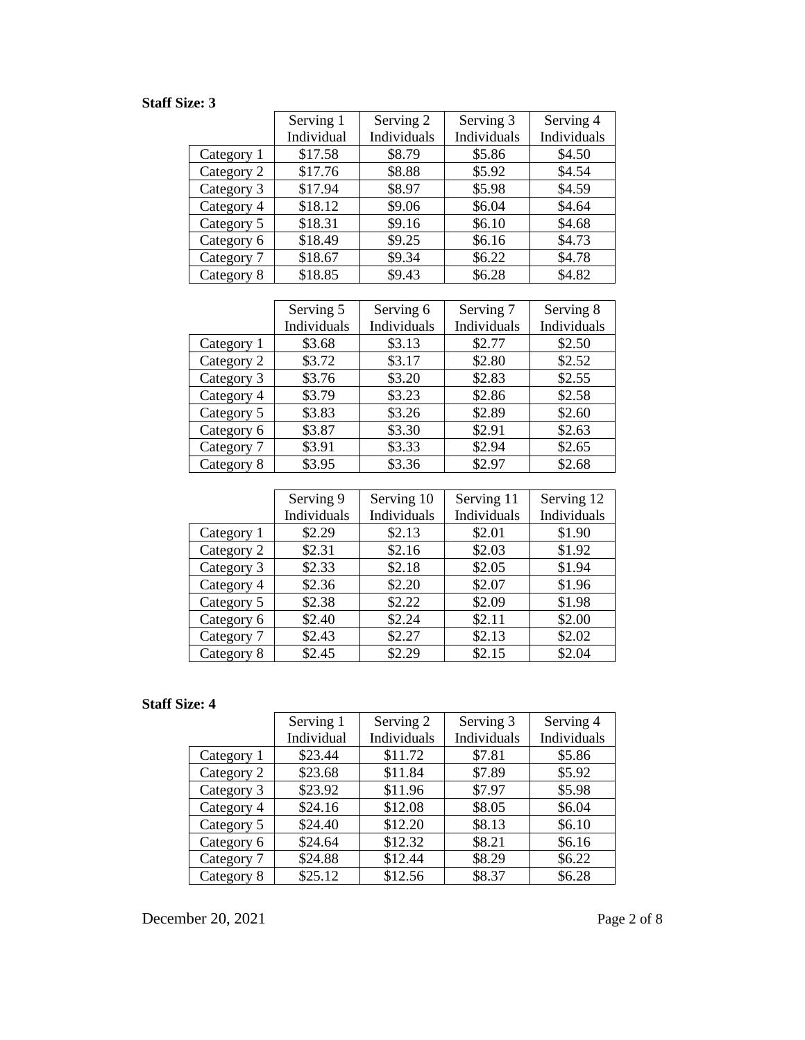**Staff Size: 3**

| | Serving 1 Individual | Serving 2 Individuals | Serving 3 Individuals | Serving 4 Individuals |
|---|---|---|---|---|
| Category 1 | $17.58 | $8.79 | $5.86 | $4.50 |
| Category 2 | $17.76 | $8.88 | $5.92 | $4.54 |
| Category 3 | $17.94 | $8.97 | $5.98 | $4.59 |
| Category 4 | $18.12 | $9.06 | $6.04 | $4.64 |
| Category 5 | $18.31 | $9.16 | $6.10 | $4.68 |
| Category 6 | $18.49 | $9.25 | $6.16 | $4.73 |
| Category 7 | $18.67 | $9.34 | $6.22 | $4.78 |
| Category 8 | $18.85 | $9.43 | $6.28 | $4.82 |

| | Serving 5 Individuals | Serving 6 Individuals | Serving 7 Individuals | Serving 8 Individuals |
|---|---|---|---|---|
| Category 1 | $3.68 | $3.13 | $2.77 | $2.50 |
| Category 2 | $3.72 | $3.17 | $2.80 | $2.52 |
| Category 3 | $3.76 | $3.20 | $2.83 | $2.55 |
| Category 4 | $3.79 | $3.23 | $2.86 | $2.58 |
| Category 5 | $3.83 | $3.26 | $2.89 | $2.60 |
| Category 6 | $3.87 | $3.30 | $2.91 | $2.63 |
| Category 7 | $3.91 | $3.33 | $2.94 | $2.65 |
| Category 8 | $3.95 | $3.36 | $2.97 | $2.68 |

| | Serving 9 Individuals | Serving 10 Individuals | Serving 11 Individuals | Serving 12 Individuals |
|---|---|---|---|---|
| Category 1 | $2.29 | $2.13 | $2.01 | $1.90 |
| Category 2 | $2.31 | $2.16 | $2.03 | $1.92 |
| Category 3 | $2.33 | $2.18 | $2.05 | $1.94 |
| Category 4 | $2.36 | $2.20 | $2.07 | $1.96 |
| Category 5 | $2.38 | $2.22 | $2.09 | $1.98 |
| Category 6 | $2.40 | $2.24 | $2.11 | $2.00 |
| Category 7 | $2.43 | $2.27 | $2.13 | $2.02 |
| Category 8 | $2.45 | $2.29 | $2.15 | $2.04 |

**Staff Size: 4**

| | Serving 1 Individual | Serving 2 Individuals | Serving 3 Individuals | Serving 4 Individuals |
|---|---|---|---|---|
| Category 1 | $23.44 | $11.72 | $7.81 | $5.86 |
| Category 2 | $23.68 | $11.84 | $7.89 | $5.92 |
| Category 3 | $23.92 | $11.96 | $7.97 | $5.98 |
| Category 4 | $24.16 | $12.08 | $8.05 | $6.04 |
| Category 5 | $24.40 | $12.20 | $8.13 | $6.10 |
| Category 6 | $24.64 | $12.32 | $8.21 | $6.16 |
| Category 7 | $24.88 | $12.44 | $8.29 | $6.22 |
| Category 8 | $25.12 | $12.56 | $8.37 | $6.28 |

December 20, 2021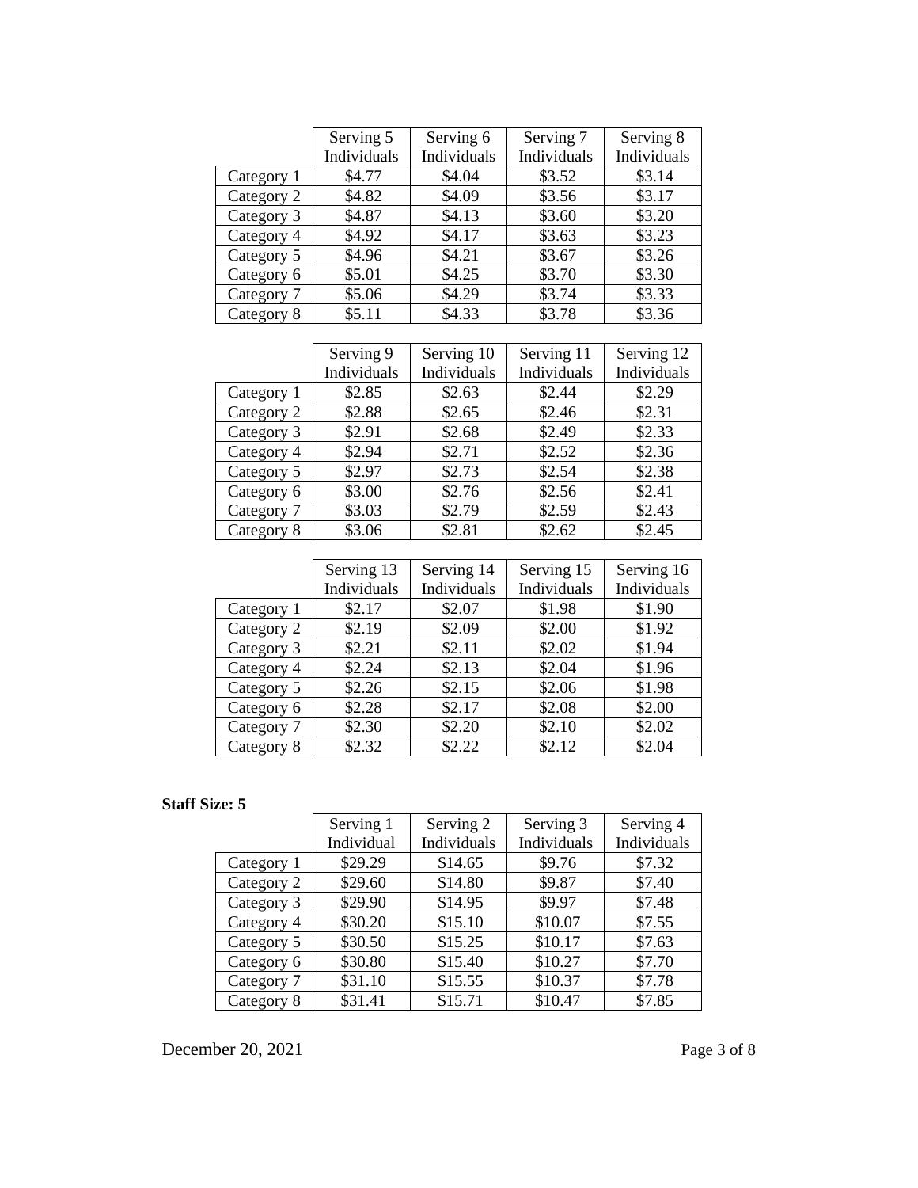| | Serving 5 Individuals | Serving 6 Individuals | Serving 7 Individuals | Serving 8 Individuals |
|---|---|---|---|---|
| Category 1 | $4.77 | $4.04 | $3.52 | $3.14 |
| Category 2 | $4.82 | $4.09 | $3.56 | $3.17 |
| Category 3 | $4.87 | $4.13 | $3.60 | $3.20 |
| Category 4 | $4.92 | $4.17 | $3.63 | $3.23 |
| Category 5 | $4.96 | $4.21 | $3.67 | $3.26 |
| Category 6 | $5.01 | $4.25 | $3.70 | $3.30 |
| Category 7 | $5.06 | $4.29 | $3.74 | $3.33 |
| Category 8 | $5.11 | $4.33 | $3.78 | $3.36 |

| | Serving 9 Individuals | Serving 10 Individuals | Serving 11 Individuals | Serving 12 Individuals |
|---|---|---|---|---|
| Category 1 | $2.85 | $2.63 | $2.44 | $2.29 |
| Category 2 | $2.88 | $2.65 | $2.46 | $2.31 |
| Category 3 | $2.91 | $2.68 | $2.49 | $2.33 |
| Category 4 | $2.94 | $2.71 | $2.52 | $2.36 |
| Category 5 | $2.97 | $2.73 | $2.54 | $2.38 |
| Category 6 | $3.00 | $2.76 | $2.56 | $2.41 |
| Category 7 | $3.03 | $2.79 | $2.59 | $2.43 |
| Category 8 | $3.06 | $2.81 | $2.62 | $2.45 |

| | Serving 13 Individuals | Serving 14 Individuals | Serving 15 Individuals | Serving 16 Individuals |
|---|---|---|---|---|
| Category 1 | $2.17 | $2.07 | $1.98 | $1.90 |
| Category 2 | $2.19 | $2.09 | $2.00 | $1.92 |
| Category 3 | $2.21 | $2.11 | $2.02 | $1.94 |
| Category 4 | $2.24 | $2.13 | $2.04 | $1.96 |
| Category 5 | $2.26 | $2.15 | $2.06 | $1.98 |
| Category 6 | $2.28 | $2.17 | $2.08 | $2.00 |
| Category 7 | $2.30 | $2.20 | $2.10 | $2.02 |
| Category 8 | $2.32 | $2.22 | $2.12 | $2.04 |

**Staff Size: 5**

| | Serving 1 Individual | Serving 2 Individuals | Serving 3 Individuals | Serving 4 Individuals |
|---|---|---|---|---|
| Category 1 | $29.29 | $14.65 | $9.76 | $7.32 |
| Category 2 | $29.60 | $14.80 | $9.87 | $7.40 |
| Category 3 | $29.90 | $14.95 | $9.97 | $7.48 |
| Category 4 | $30.20 | $15.10 | $10.07 | $7.55 |
| Category 5 | $30.50 | $15.25 | $10.17 | $7.63 |
| Category 6 | $30.80 | $15.40 | $10.27 | $7.70 |
| Category 7 | $31.10 | $15.55 | $10.37 | $7.78 |
| Category 8 | $31.41 | $15.71 | $10.47 | $7.85 |

December 20, 2021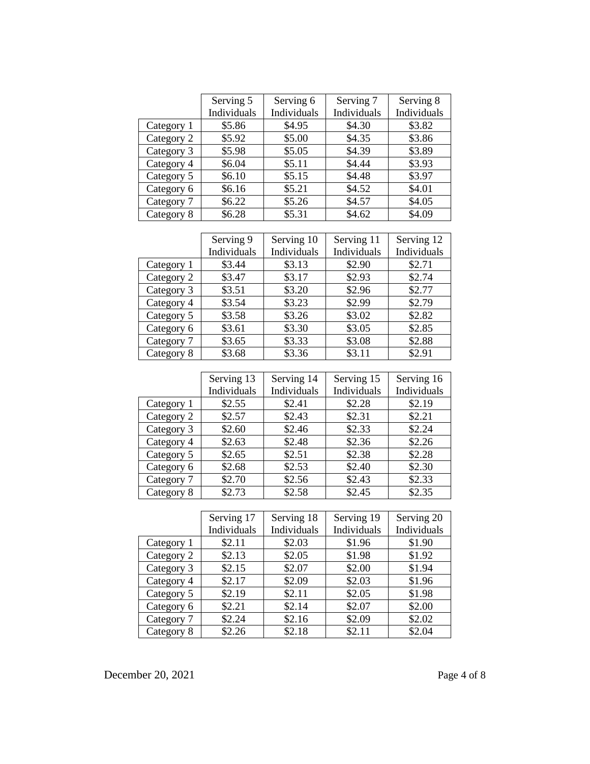| | Serving 5 Individuals | Serving 6 Individuals | Serving 7 Individuals | Serving 8 Individuals |
|---|---|---|---|---|
| Category 1 | $5.86 | $4.95 | $4.30 | $3.82 |
| Category 2 | $5.92 | $5.00 | $4.35 | $3.86 |
| Category 3 | $5.98 | $5.05 | $4.39 | $3.89 |
| Category 4 | $6.04 | $5.11 | $4.44 | $3.93 |
| Category 5 | $6.10 | $5.15 | $4.48 | $3.97 |
| Category 6 | $6.16 | $5.21 | $4.52 | $4.01 |
| Category 7 | $6.22 | $5.26 | $4.57 | $4.05 |
| Category 8 | $6.28 | $5.31 | $4.62 | $4.09 |

| | Serving 9 Individuals | Serving 10 Individuals | Serving 11 Individuals | Serving 12 Individuals |
|---|---|---|---|---|
| Category 1 | $3.44 | $3.13 | $2.90 | $2.71 |
| Category 2 | $3.47 | $3.17 | $2.93 | $2.74 |
| Category 3 | $3.51 | $3.20 | $2.96 | $2.77 |
| Category 4 | $3.54 | $3.23 | $2.99 | $2.79 |
| Category 5 | $3.58 | $3.26 | $3.02 | $2.82 |
| Category 6 | $3.61 | $3.30 | $3.05 | $2.85 |
| Category 7 | $3.65 | $3.33 | $3.08 | $2.88 |
| Category 8 | $3.68 | $3.36 | $3.11 | $2.91 |

| | Serving 13 Individuals | Serving 14 Individuals | Serving 15 Individuals | Serving 16 Individuals |
|---|---|---|---|---|
| Category 1 | $2.55 | $2.41 | $2.28 | $2.19 |
| Category 2 | $2.57 | $2.43 | $2.31 | $2.21 |
| Category 3 | $2.60 | $2.46 | $2.33 | $2.24 |
| Category 4 | $2.63 | $2.48 | $2.36 | $2.26 |
| Category 5 | $2.65 | $2.51 | $2.38 | $2.28 |
| Category 6 | $2.68 | $2.53 | $2.40 | $2.30 |
| Category 7 | $2.70 | $2.56 | $2.43 | $2.33 |
| Category 8 | $2.73 | $2.58 | $2.45 | $2.35 |

| | Serving 17 Individuals | Serving 18 Individuals | Serving 19 Individuals | Serving 20 Individuals |
|---|---|---|---|---|
| Category 1 | $2.11 | $2.03 | $1.96 | $1.90 |
| Category 2 | $2.13 | $2.05 | $1.98 | $1.92 |
| Category 3 | $2.15 | $2.07 | $2.00 | $1.94 |
| Category 4 | $2.17 | $2.09 | $2.03 | $1.96 |
| Category 5 | $2.19 | $2.11 | $2.05 | $1.98 |
| Category 6 | $2.21 | $2.14 | $2.07 | $2.00 |
| Category 7 | $2.24 | $2.16 | $2.09 | $2.02 |
| Category 8 | $2.26 | $2.18 | $2.11 | $2.04 |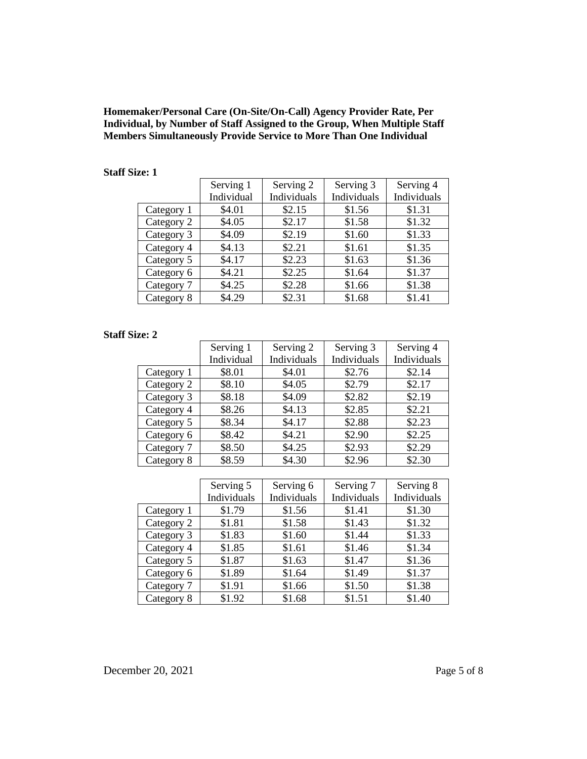**Homemaker/Personal Care (On-Site/On-Call) Agency Provider Rate, Per Individual, by Number of Staff Assigned to the Group, When Multiple Staff Members Simultaneously Provide Service to More Than One Individual**

**Staff Size: 1**

| | Serving 1 Individual | Serving 2 Individuals | Serving 3 Individuals | Serving 4 Individuals |
|---|---|---|---|---|
| Category 1 | $4.01 | $2.15 | $1.56 | $1.31 |
| Category 2 | $4.05 | $2.17 | $1.58 | $1.32 |
| Category 3 | $4.09 | $2.19 | $1.60 | $1.33 |
| Category 4 | $4.13 | $2.21 | $1.61 | $1.35 |
| Category 5 | $4.17 | $2.23 | $1.63 | $1.36 |
| Category 6 | $4.21 | $2.25 | $1.64 | $1.37 |
| Category 7 | $4.25 | $2.28 | $1.66 | $1.38 |
| Category 8 | $4.29 | $2.31 | $1.68 | $1.41 |

**Staff Size: 2**

| | Serving 1 Individual | Serving 2 Individuals | Serving 3 Individuals | Serving 4 Individuals |
|---|---|---|---|---|
| Category 1 | $8.01 | $4.01 | $2.76 | $2.14 |
| Category 2 | $8.10 | $4.05 | $2.79 | $2.17 |
| Category 3 | $8.18 | $4.09 | $2.82 | $2.19 |
| Category 4 | $8.26 | $4.13 | $2.85 | $2.21 |
| Category 5 | $8.34 | $4.17 | $2.88 | $2.23 |
| Category 6 | $8.42 | $4.21 | $2.90 | $2.25 |
| Category 7 | $8.50 | $4.25 | $2.93 | $2.29 |
| Category 8 | $8.59 | $4.30 | $2.96 | $2.30 |

| | Serving 5 Individuals | Serving 6 Individuals | Serving 7 Individuals | Serving 8 Individuals |
|---|---|---|---|---|
| Category 1 | $1.79 | $1.56 | $1.41 | $1.30 |
| Category 2 | $1.81 | $1.58 | $1.43 | $1.32 |
| Category 3 | $1.83 | $1.60 | $1.44 | $1.33 |
| Category 4 | $1.85 | $1.61 | $1.46 | $1.34 |
| Category 5 | $1.87 | $1.63 | $1.47 | $1.36 |
| Category 6 | $1.89 | $1.64 | $1.49 | $1.37 |
| Category 7 | $1.91 | $1.66 | $1.50 | $1.38 |
| Category 8 | $1.92 | $1.68 | $1.51 | $1.40 |

December 20, 2021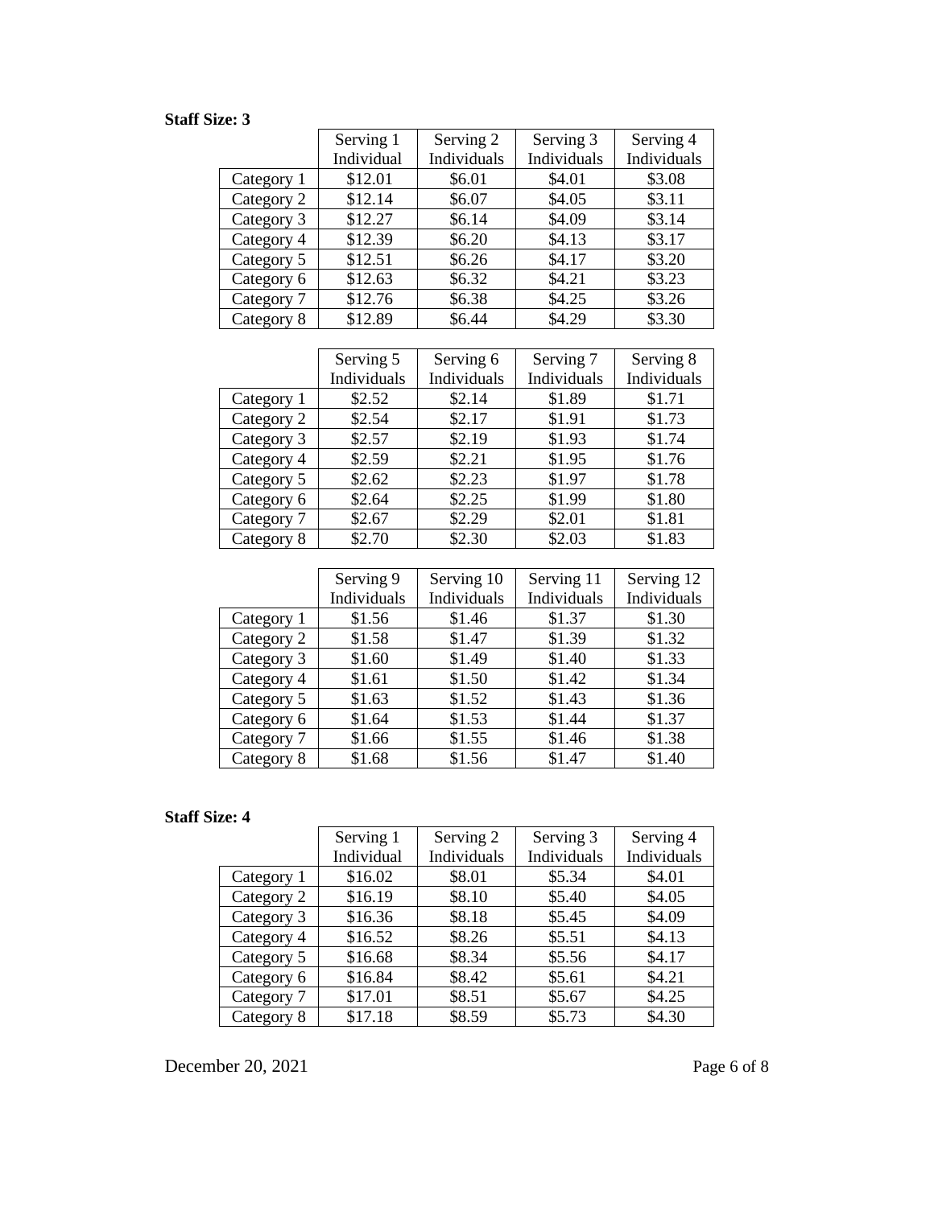**Staff Size: 3**

| | Serving 1 Individual | Serving 2 Individuals | Serving 3 Individuals | Serving 4 Individuals |
|---|---|---|---|---|
| Category 1 | $12.01 | $6.01 | $4.01 | $3.08 |
| Category 2 | $12.14 | $6.07 | $4.05 | $3.11 |
| Category 3 | $12.27 | $6.14 | $4.09 | $3.14 |
| Category 4 | $12.39 | $6.20 | $4.13 | $3.17 |
| Category 5 | $12.51 | $6.26 | $4.17 | $3.20 |
| Category 6 | $12.63 | $6.32 | $4.21 | $3.23 |
| Category 7 | $12.76 | $6.38 | $4.25 | $3.26 |
| Category 8 | $12.89 | $6.44 | $4.29 | $3.30 |

| | Serving 5 Individuals | Serving 6 Individuals | Serving 7 Individuals | Serving 8 Individuals |
|---|---|---|---|---|
| Category 1 | $2.52 | $2.14 | $1.89 | $1.71 |
| Category 2 | $2.54 | $2.17 | $1.91 | $1.73 |
| Category 3 | $2.57 | $2.19 | $1.93 | $1.74 |
| Category 4 | $2.59 | $2.21 | $1.95 | $1.76 |
| Category 5 | $2.62 | $2.23 | $1.97 | $1.78 |
| Category 6 | $2.64 | $2.25 | $1.99 | $1.80 |
| Category 7 | $2.67 | $2.29 | $2.01 | $1.81 |
| Category 8 | $2.70 | $2.30 | $2.03 | $1.83 |

| | Serving 9 Individuals | Serving 10 Individuals | Serving 11 Individuals | Serving 12 Individuals |
|---|---|---|---|---|
| Category 1 | $1.56 | $1.46 | $1.37 | $1.30 |
| Category 2 | $1.58 | $1.47 | $1.39 | $1.32 |
| Category 3 | $1.60 | $1.49 | $1.40 | $1.33 |
| Category 4 | $1.61 | $1.50 | $1.42 | $1.34 |
| Category 5 | $1.63 | $1.52 | $1.43 | $1.36 |
| Category 6 | $1.64 | $1.53 | $1.44 | $1.37 |
| Category 7 | $1.66 | $1.55 | $1.46 | $1.38 |
| Category 8 | $1.68 | $1.56 | $1.47 | $1.40 |

**Staff Size: 4**

| | Serving 1 Individual | Serving 2 Individuals | Serving 3 Individuals | Serving 4 Individuals |
|---|---|---|---|---|
| Category 1 | $16.02 | $8.01 | $5.34 | $4.01 |
| Category 2 | $16.19 | $8.10 | $5.40 | $4.05 |
| Category 3 | $16.36 | $8.18 | $5.45 | $4.09 |
| Category 4 | $16.52 | $8.26 | $5.51 | $4.13 |
| Category 5 | $16.68 | $8.34 | $5.56 | $4.17 |
| Category 6 | $16.84 | $8.42 | $5.61 | $4.21 |
| Category 7 | $17.01 | $8.51 | $5.67 | $4.25 |
| Category 8 | $17.18 | $8.59 | $5.73 | $4.30 |

December 20, 2021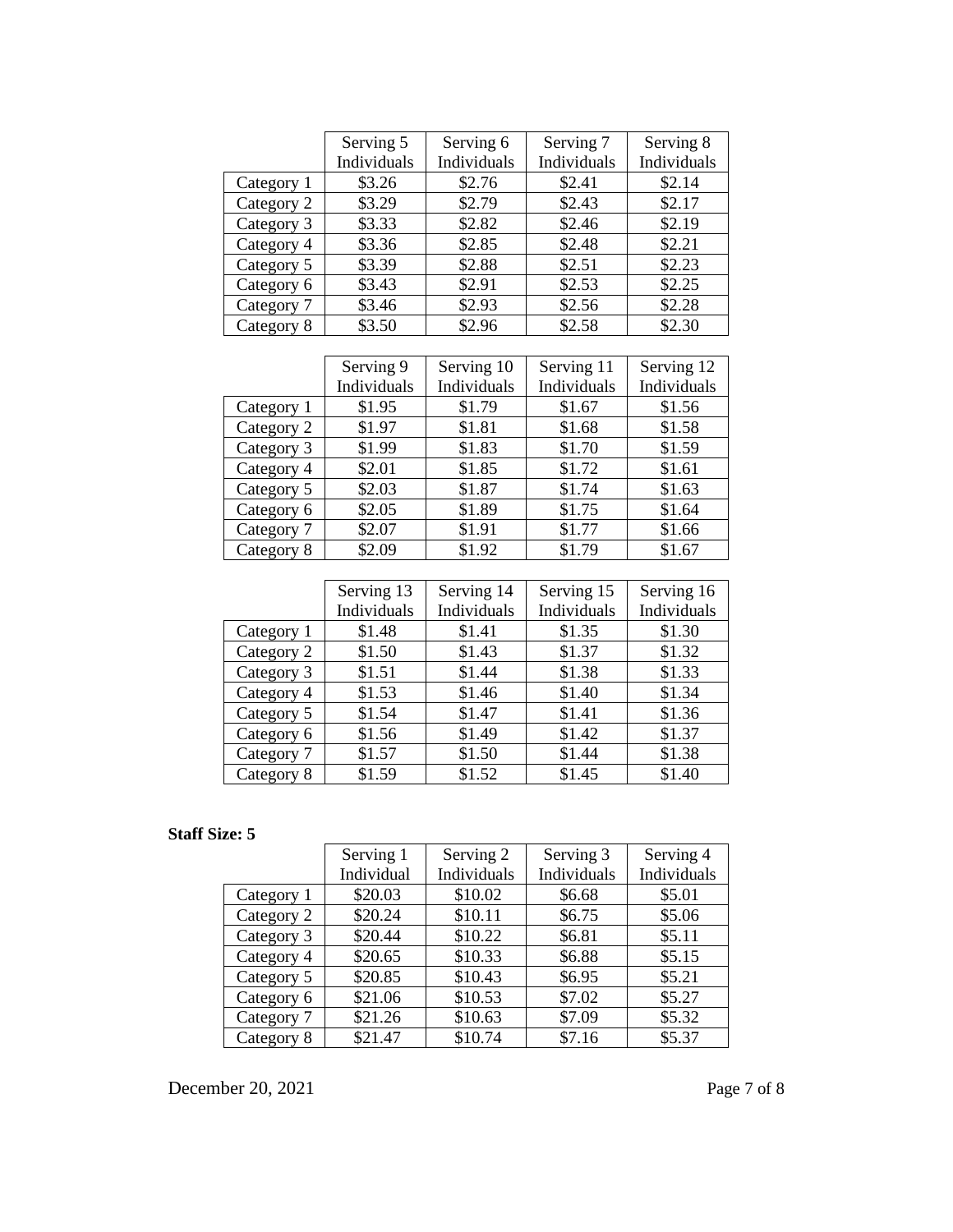| | Serving 5 Individuals | Serving 6 Individuals | Serving 7 Individuals | Serving 8 Individuals |
|---|---|---|---|---|
| Category 1 | $3.26 | $2.76 | $2.41 | $2.14 |
| Category 2 | $3.29 | $2.79 | $2.43 | $2.17 |
| Category 3 | $3.33 | $2.82 | $2.46 | $2.19 |
| Category 4 | $3.36 | $2.85 | $2.48 | $2.21 |
| Category 5 | $3.39 | $2.88 | $2.51 | $2.23 |
| Category 6 | $3.43 | $2.91 | $2.53 | $2.25 |
| Category 7 | $3.46 | $2.93 | $2.56 | $2.28 |
| Category 8 | $3.50 | $2.96 | $2.58 | $2.30 |

| | Serving 9 Individuals | Serving 10 Individuals | Serving 11 Individuals | Serving 12 Individuals |
|---|---|---|---|---|
| Category 1 | $1.95 | $1.79 | $1.67 | $1.56 |
| Category 2 | $1.97 | $1.81 | $1.68 | $1.58 |
| Category 3 | $1.99 | $1.83 | $1.70 | $1.59 |
| Category 4 | $2.01 | $1.85 | $1.72 | $1.61 |
| Category 5 | $2.03 | $1.87 | $1.74 | $1.63 |
| Category 6 | $2.05 | $1.89 | $1.75 | $1.64 |
| Category 7 | $2.07 | $1.91 | $1.77 | $1.66 |
| Category 8 | $2.09 | $1.92 | $1.79 | $1.67 |

| | Serving 13 Individuals | Serving 14 Individuals | Serving 15 Individuals | Serving 16 Individuals |
|---|---|---|---|---|
| Category 1 | $1.48 | $1.41 | $1.35 | $1.30 |
| Category 2 | $1.50 | $1.43 | $1.37 | $1.32 |
| Category 3 | $1.51 | $1.44 | $1.38 | $1.33 |
| Category 4 | $1.53 | $1.46 | $1.40 | $1.34 |
| Category 5 | $1.54 | $1.47 | $1.41 | $1.36 |
| Category 6 | $1.56 | $1.49 | $1.42 | $1.37 |
| Category 7 | $1.57 | $1.50 | $1.44 | $1.38 |
| Category 8 | $1.59 | $1.52 | $1.45 | $1.40 |

**Staff Size: 5**

| | Serving 1 Individual | Serving 2 Individuals | Serving 3 Individuals | Serving 4 Individuals |
|---|---|---|---|---|
| Category 1 | $20.03 | $10.02 | $6.68 | $5.01 |
| Category 2 | $20.24 | $10.11 | $6.75 | $5.06 |
| Category 3 | $20.44 | $10.22 | $6.81 | $5.11 |
| Category 4 | $20.65 | $10.33 | $6.88 | $5.15 |
| Category 5 | $20.85 | $10.43 | $6.95 | $5.21 |
| Category 6 | $21.06 | $10.53 | $7.02 | $5.27 |
| Category 7 | $21.26 | $10.63 | $7.09 | $5.32 |
| Category 8 | $21.47 | $10.74 | $7.16 | $5.37 |

December 20, 2021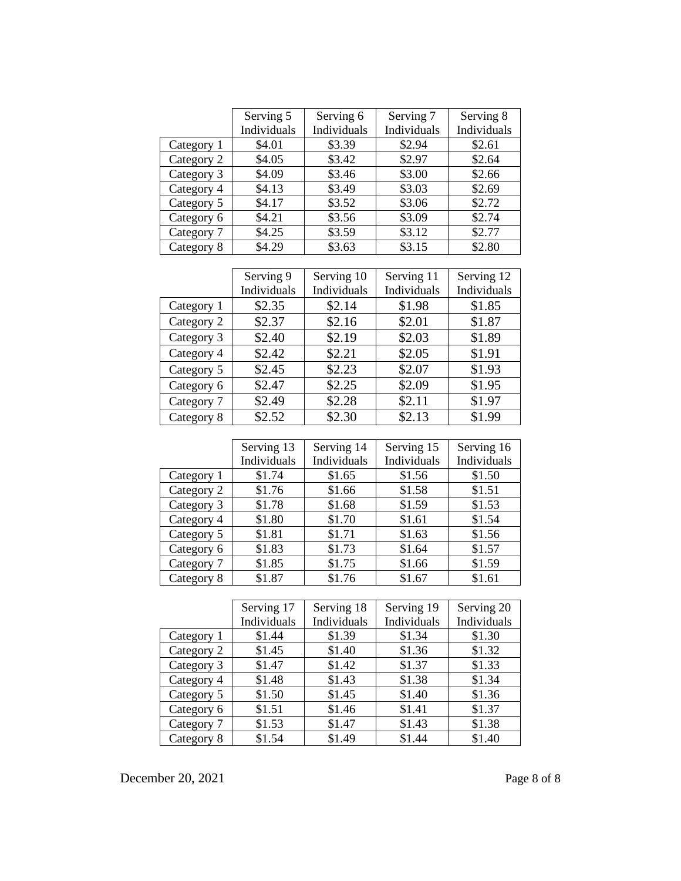| | Serving 5 Individuals | Serving 6 Individuals | Serving 7 Individuals | Serving 8 Individuals |
|---|---|---|---|---|
| Category 1 | $4.01 | $3.39 | $2.94 | $2.61 |
| Category 2 | $4.05 | $3.42 | $2.97 | $2.64 |
| Category 3 | $4.09 | $3.46 | $3.00 | $2.66 |
| Category 4 | $4.13 | $3.49 | $3.03 | $2.69 |
| Category 5 | $4.17 | $3.52 | $3.06 | $2.72 |
| Category 6 | $4.21 | $3.56 | $3.09 | $2.74 |
| Category 7 | $4.25 | $3.59 | $3.12 | $2.77 |
| Category 8 | $4.29 | $3.63 | $3.15 | $2.80 |

| | Serving 9 Individuals | Serving 10 Individuals | Serving 11 Individuals | Serving 12 Individuals |
|---|---|---|---|---|
| Category 1 | $2.35 | $2.14 | $1.98 | $1.85 |
| Category 2 | $2.37 | $2.16 | $2.01 | $1.87 |
| Category 3 | $2.40 | $2.19 | $2.03 | $1.89 |
| Category 4 | $2.42 | $2.21 | $2.05 | $1.91 |
| Category 5 | $2.45 | $2.23 | $2.07 | $1.93 |
| Category 6 | $2.47 | $2.25 | $2.09 | $1.95 |
| Category 7 | $2.49 | $2.28 | $2.11 | $1.97 |
| Category 8 | $2.52 | $2.30 | $2.13 | $1.99 |

| | Serving 13 Individuals | Serving 14 Individuals | Serving 15 Individuals | Serving 16 Individuals |
|---|---|---|---|---|
| Category 1 | $1.74 | $1.65 | $1.56 | $1.50 |
| Category 2 | $1.76 | $1.66 | $1.58 | $1.51 |
| Category 3 | $1.78 | $1.68 | $1.59 | $1.53 |
| Category 4 | $1.80 | $1.70 | $1.61 | $1.54 |
| Category 5 | $1.81 | $1.71 | $1.63 | $1.56 |
| Category 6 | $1.83 | $1.73 | $1.64 | $1.57 |
| Category 7 | $1.85 | $1.75 | $1.66 | $1.59 |
| Category 8 | $1.87 | $1.76 | $1.67 | $1.61 |

| | Serving 17 Individuals | Serving 18 Individuals | Serving 19 Individuals | Serving 20 Individuals |
|---|---|---|---|---|
| Category 1 | $1.44 | $1.39 | $1.34 | $1.30 |
| Category 2 | $1.45 | $1.40 | $1.36 | $1.32 |
| Category 3 | $1.47 | $1.42 | $1.37 | $1.33 |
| Category 4 | $1.48 | $1.43 | $1.38 | $1.34 |
| Category 5 | $1.50 | $1.45 | $1.40 | $1.36 |
| Category 6 | $1.51 | $1.46 | $1.41 | $1.37 |
| Category 7 | $1.53 | $1.47 | $1.43 | $1.38 |
| Category 8 | $1.54 | $1.49 | $1.44 | $1.40 |

December 20, 2021